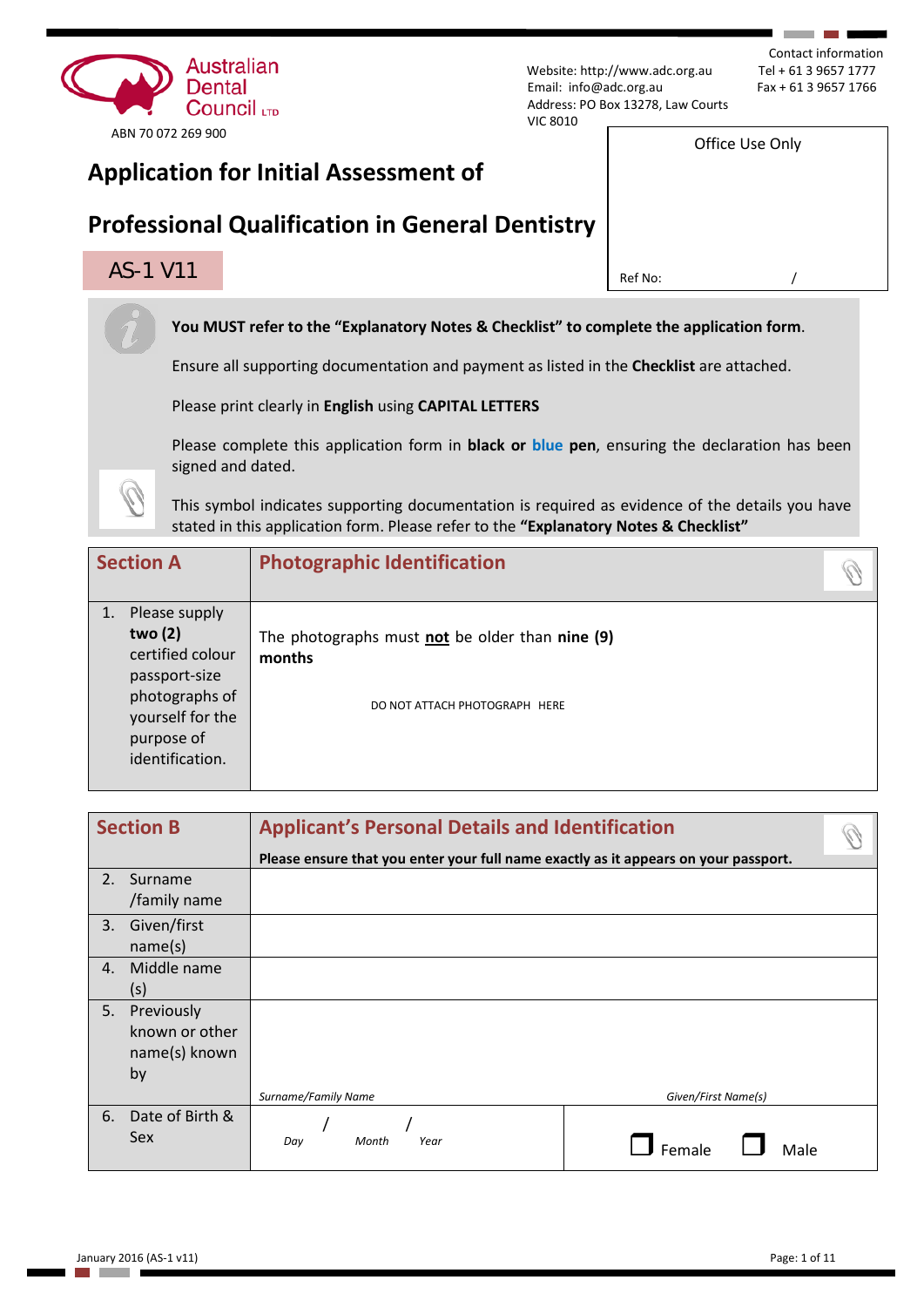Australian Dental Council LTD

ABN 70 072 269 900

Website: http://www.adc.org.au
Email: info@adc.org.au
Address: PO Box 13278, Law Courts
VIC 8010

Contact information
Tel + 61 3 9657 1777
Fax + 61 3 9657 1766

| Office Use Only |
|---|
| Ref No: / |

# Application for Initial Assessment of Professional Qualification in General Dentistry

## AS-1 V11

**You MUST refer to the "Explanatory Notes & Checklist" to complete the application form**.

Ensure all supporting documentation and payment as listed in the **Checklist** are attached.

Please print clearly in **English** using **CAPITAL LETTERS**

Please complete this application form in **black or blue pen**, ensuring the declaration has been signed and dated.

This symbol indicates supporting documentation is required as evidence of the details you have stated in this application form. Please refer to the **"Explanatory Notes & Checklist"**

| Section A | Photographic Identification |
|---|---|
| 1. Please supply **two (2)** certified colour passport-size photographs of yourself for the purpose of identification. | The photographs must **not** be older than **nine (9) months**<br><br>DO NOT ATTACH PHOTOGRAPH HERE |

| Section B | Applicant's Personal Details and Identification<br>**Please ensure that you enter your full name exactly as it appears on your passport.** | |
|---|---|---|
| 2. Surname /family name | | |
| 3. Given/first name(s) | | |
| 4. Middle name (s) | | |
| 5. Previously known or other name(s) known by | *Surname/Family Name* | *Given/First Name(s)* |
| 6. Date of Birth & Sex | *Day* / *Month* / *Year* | ☐ Female ☐ Male |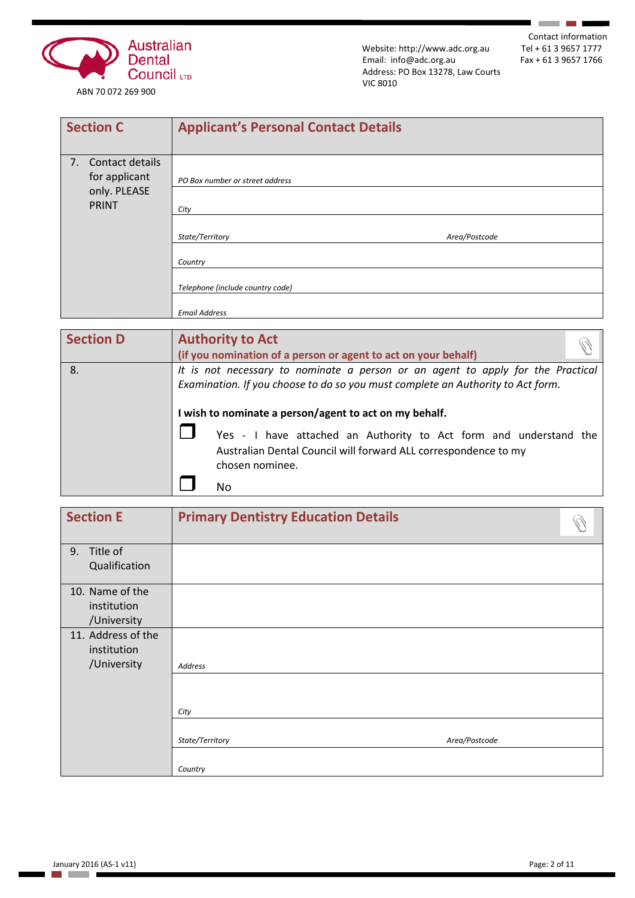Australian Dental Council LTD

ABN 70 072 269 900

Website: http://www.adc.org.au
Email: info@adc.org.au
Address: PO Box 13278, Law Courts VIC 8010

Contact information
Tel + 61 3 9657 1777
Fax + 61 3 9657 1766

| **Section C** | **Applicant's Personal Contact Details** | |
|---|---|---|
| 7. Contact details for applicant only. PLEASE PRINT | *PO Box number or street address* | |
| | *City* | |
| | *State/Territory* | *Area/Postcode* |
| | *Country* | |
| | *Telephone (include country code)* | |
| | *Email Address* | |

| **Section D** | **Authority to Act (if you nomination of a person or agent to act on your behalf)** |
|---|---|
| 8. | *It is not necessary to nominate a person or an agent to apply for the Practical Examination. If you choose to do so you must complete an Authority to Act form.* |
| | **I wish to nominate a person/agent to act on my behalf.** |
| | ☐ Yes - I have attached an Authority to Act form and understand the Australian Dental Council will forward ALL correspondence to my chosen nominee. |
| | ☐ No |

| **Section E** | **Primary Dentistry Education Details** | |
|---|---|---|
| 9. Title of Qualification | | |
| 10. Name of the institution /University | | |
| 11. Address of the institution /University | *Address* | |
| | *City* | |
| | *State/Territory* | *Area/Postcode* |
| | *Country* | |

January 2016 (AS-1 v11)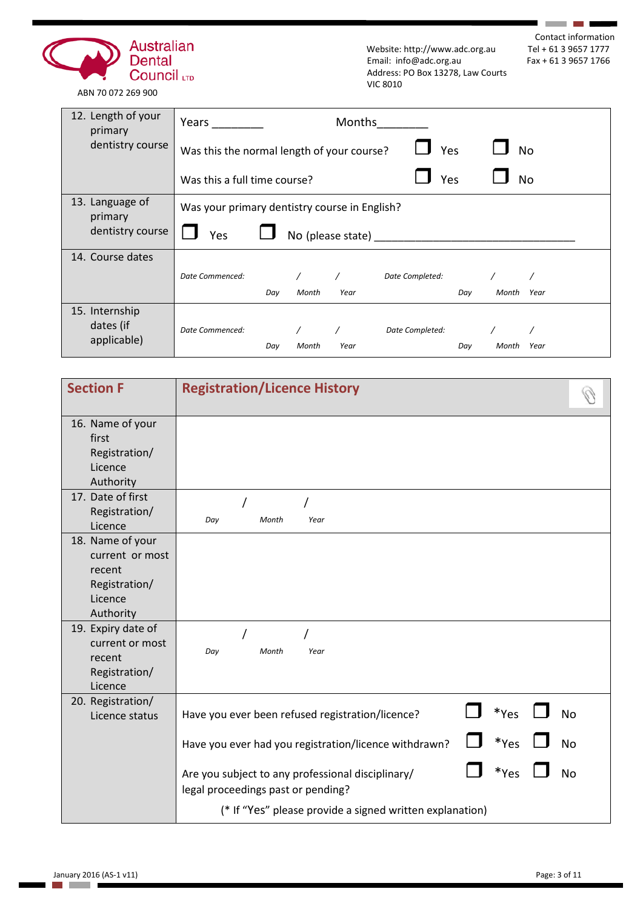Australian Dental Council LTD

ABN 70 072 269 900

Website: http://www.adc.org.au
Email: info@adc.org.au
Address: PO Box 13278, Law Courts VIC 8010

Contact information
Tel + 61 3 9657 1777
Fax + 61 3 9657 1766

| | |
|---|---|
| 12. Length of your primary dentistry course | Years ________ Months________ <br> Was this the normal length of your course? ☐ Yes ☐ No <br> Was this a full time course? ☐ Yes ☐ No |
| 13. Language of primary dentistry course | Was your primary dentistry course in English? <br> ☐ Yes ☐ No (please state) ________________________________ |
| 14. Course dates | *Date Commenced:* / / (*Day Month Year*) *Date Completed:* / / (*Day Month Year*) |
| 15. Internship dates (if applicable) | *Date Commenced:* / / (*Day Month Year*) *Date Completed:* / / (*Day Month Year*) |

| **Section F** | **Registration/Licence History** |
|---|---|
| 16. Name of your first Registration/ Licence Authority | |
| 17. Date of first Registration/ Licence | / / (*Day Month Year*) |
| 18. Name of your current or most recent Registration/ Licence Authority | |
| 19. Expiry date of current or most recent Registration/ Licence | / / (*Day Month Year*) |
| 20. Registration/ Licence status | Have you ever been refused registration/licence? ☐ *Yes ☐ No <br> Have you ever had you registration/licence withdrawn? ☐ *Yes ☐ No <br> Are you subject to any professional disciplinary/ legal proceedings past or pending? ☐ *Yes ☐ No <br> (* If "Yes" please provide a signed written explanation) |

January 2016 (AS-1 v11)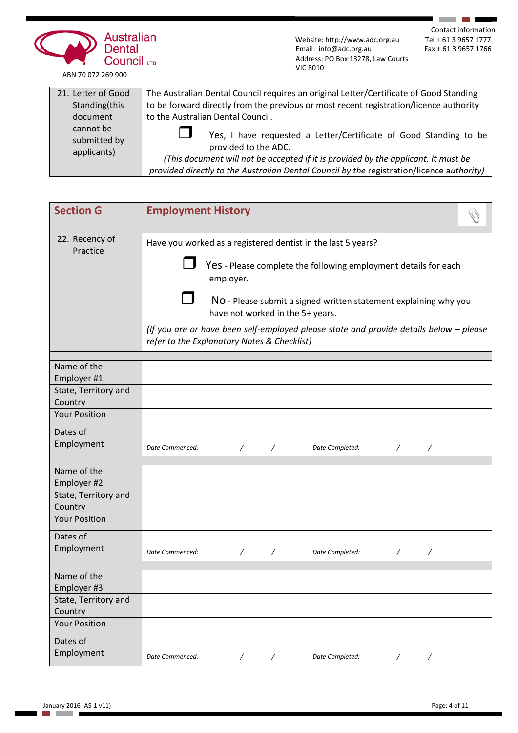Australian Dental Council LTD

ABN 70 072 269 900

Website: http://www.adc.org.au
Email: info@adc.org.au
Address: PO Box 13278, Law Courts VIC 8010

Contact information
Tel + 61 3 9657 1777
Fax + 61 3 9657 1766

| 21. Letter of Good Standing(this document cannot be submitted by applicants) | The Australian Dental Council requires an original Letter/Certificate of Good Standing to be forward directly from the previous or most recent registration/licence authority to the Australian Dental Council.<br>☐ Yes, I have requested a Letter/Certificate of Good Standing to be provided to the ADC.<br>*(This document will not be accepted if it is provided by the applicant. It must be provided directly to the Australian Dental Council by the* registration/licence *authority)* |
|---|---|

| **Section G** | **Employment History** |
|---|---|
| 22. Recency of Practice | Have you worked as a registered dentist in the last 5 years?<br>☐ Yes - Please complete the following employment details for each employer.<br>☐ No - Please submit a signed written statement explaining why you have not worked in the 5+ years.<br>*(If you are or have been self-employed please state and provide details below – please refer to the Explanatory Notes & Checklist)* |
| | |
| Name of the Employer #1 | |
| State, Territory and Country | |
| Your Position | |
| Dates of Employment | *Date Commenced:* / / *Date Completed:* / / |
| | |
| Name of the Employer #2 | |
| State, Territory and Country | |
| Your Position | |
| Dates of Employment | *Date Commenced:* / / *Date Completed:* / / |
| | |
| Name of the Employer #3 | |
| State, Territory and Country | |
| Your Position | |
| Dates of Employment | *Date Commenced:* / / *Date Completed:* / / |

January 2016 (AS-1 v11)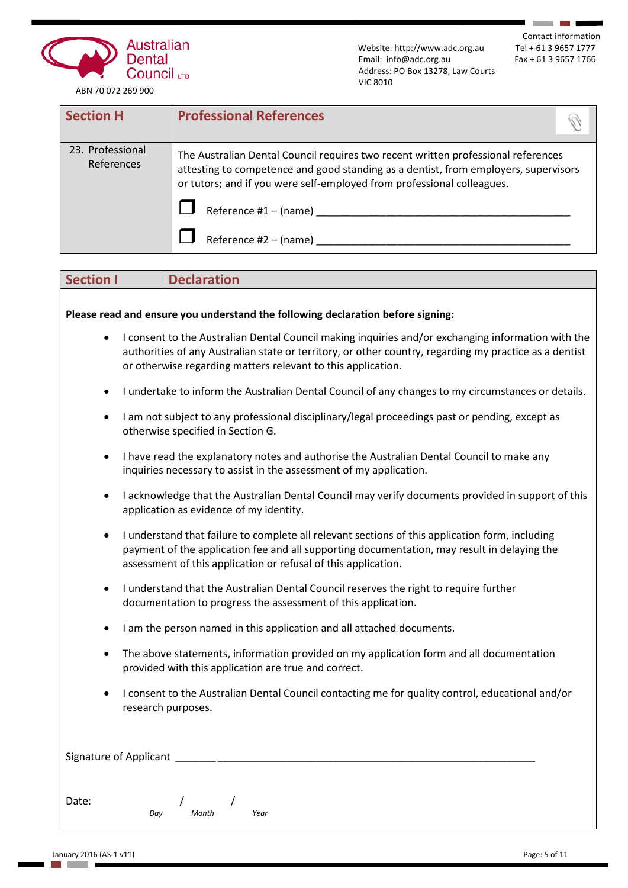Australian Dental Council LTD

ABN 70 072 269 900

Website: http://www.adc.org.au
Email: info@adc.org.au
Address: PO Box 13278, Law Courts VIC 8010

Contact information
Tel + 61 3 9657 1777
Fax + 61 3 9657 1766

## Section H — Professional References

**23. Professional References**

The Australian Dental Council requires two recent written professional references attesting to competence and good standing as a dentist, from employers, supervisors or tutors; and if you were self-employed from professional colleagues.

- ☐ Reference #1 – (name) _______________________________________________
- ☐ Reference #2 – (name) _______________________________________________

## Section I — Declaration

**Please read and ensure you understand the following declaration before signing:**

- I consent to the Australian Dental Council making inquiries and/or exchanging information with the authorities of any Australian state or territory, or other country, regarding my practice as a dentist or otherwise regarding matters relevant to this application.
- I undertake to inform the Australian Dental Council of any changes to my circumstances or details.
- I am not subject to any professional disciplinary/legal proceedings past or pending, except as otherwise specified in Section G.
- I have read the explanatory notes and authorise the Australian Dental Council to make any inquiries necessary to assist in the assessment of my application.
- I acknowledge that the Australian Dental Council may verify documents provided in support of this application as evidence of my identity.
- I understand that failure to complete all relevant sections of this application form, including payment of the application fee and all supporting documentation, may result in delaying the assessment of this application or refusal of this application.
- I understand that the Australian Dental Council reserves the right to require further documentation to progress the assessment of this application.
- I am the person named in this application and all attached documents.
- The above statements, information provided on my application form and all documentation provided with this application are true and correct.
- I consent to the Australian Dental Council contacting me for quality control, educational and/or research purposes.

Signature of Applicant ______________________________________________________________

Date: ______ / ______ / ______
*Day* *Month* *Year*

January 2016 (AS-1 v11)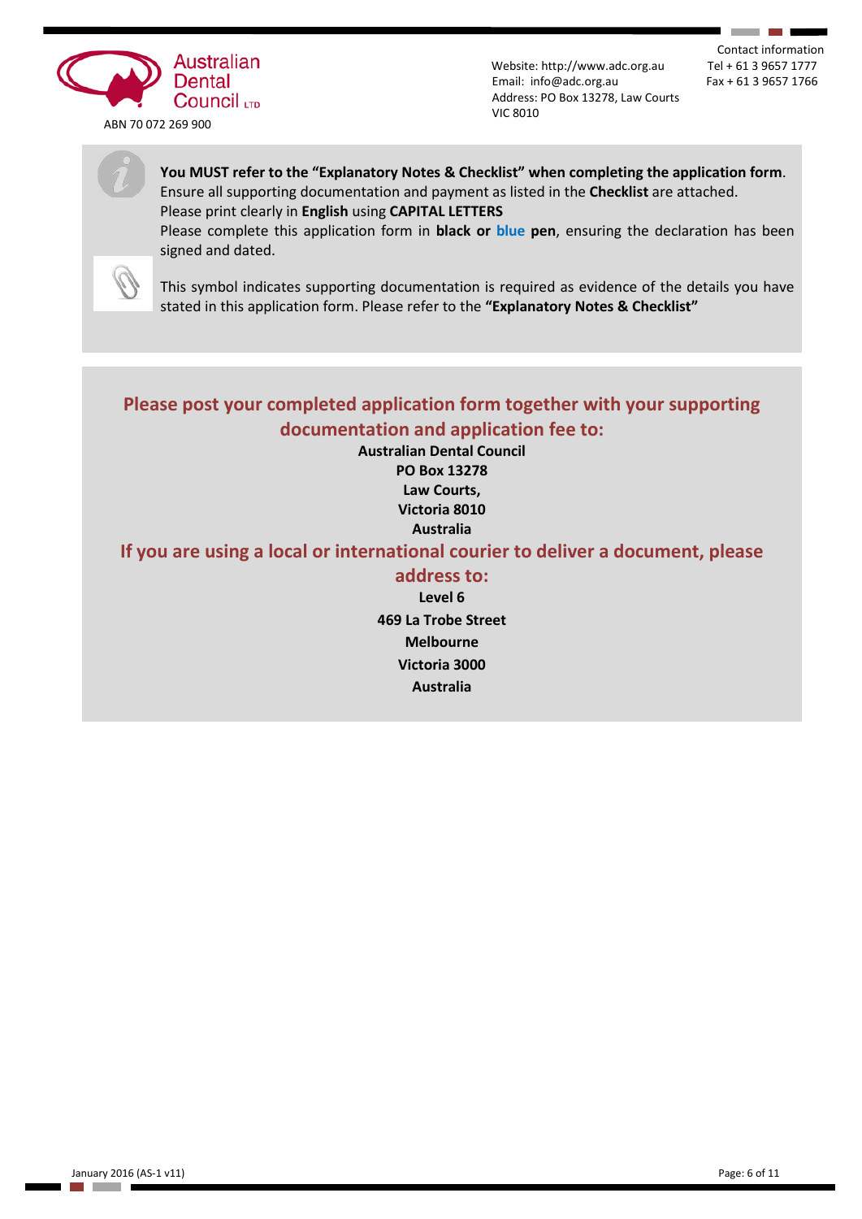Australian Dental Council LTD

ABN 70 072 269 900

Website: http://www.adc.org.au
Email: info@adc.org.au
Address: PO Box 13278, Law Courts
VIC 8010

Contact information
Tel + 61 3 9657 1777
Fax + 61 3 9657 1766

**You MUST refer to the "Explanatory Notes & Checklist" when completing the application form**.
Ensure all supporting documentation and payment as listed in the **Checklist** are attached.
Please print clearly in **English** using **CAPITAL LETTERS**
Please complete this application form in **black or blue pen**, ensuring the declaration has been signed and dated.

This symbol indicates supporting documentation is required as evidence of the details you have stated in this application form. Please refer to the **"Explanatory Notes & Checklist"**

## Please post your completed application form together with your supporting documentation and application fee to:

**Australian Dental Council**
**PO Box 13278**
**Law Courts,**
**Victoria 8010**
**Australia**

## If you are using a local or international courier to deliver a document, please address to:

**Level 6**
**469 La Trobe Street**
**Melbourne**
**Victoria 3000**
**Australia**

January 2016 (AS-1 v11)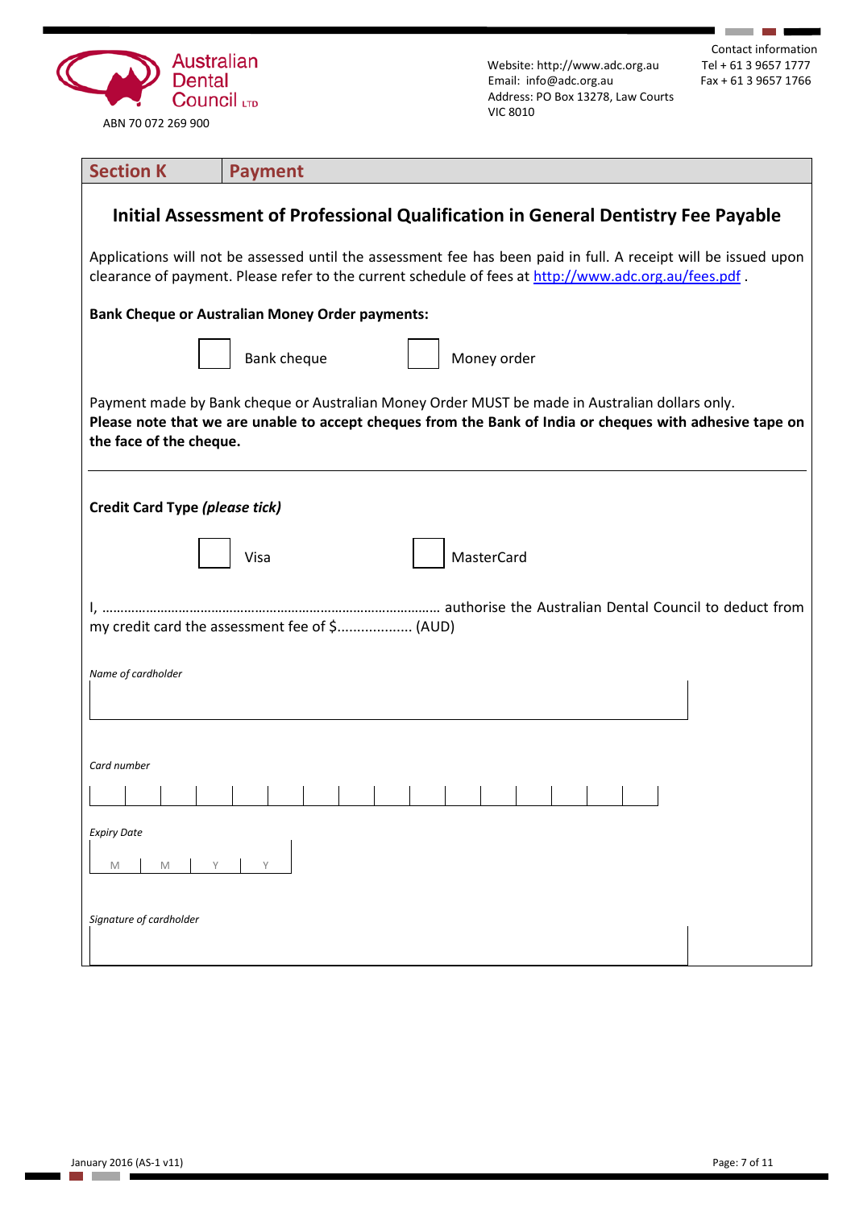Australian Dental Council LTD

ABN 70 072 269 900

Website: http://www.adc.org.au
Email: info@adc.org.au
Address: PO Box 13278, Law Courts VIC 8010

Contact information
Tel + 61 3 9657 1777
Fax + 61 3 9657 1766

| Section K | Payment |
|---|---|

## Initial Assessment of Professional Qualification in General Dentistry Fee Payable

Applications will not be assessed until the assessment fee has been paid in full. A receipt will be issued upon clearance of payment. Please refer to the current schedule of fees at http://www.adc.org.au/fees.pdf .

**Bank Cheque or Australian Money Order payments:**

☐ Bank cheque ☐ Money order

Payment made by Bank cheque or Australian Money Order MUST be made in Australian dollars only.
**Please note that we are unable to accept cheques from the Bank of India or cheques with adhesive tape on the face of the cheque.**

---

**Credit Card Type *(please tick)***

☐ Visa ☐ MasterCard

I, ……………………………………………………………………………… authorise the Australian Dental Council to deduct from my credit card the assessment fee of $.................. (AUD)

*Name of cardholder*

*Card number*

| | | | | | | | | | | | | | | | |
|---|---|---|---|---|---|---|---|---|---|---|---|---|---|---|---|

*Expiry Date*

| M | M | Y | Y |
|---|---|---|---|

*Signature of cardholder*

January 2016 (AS-1 v11)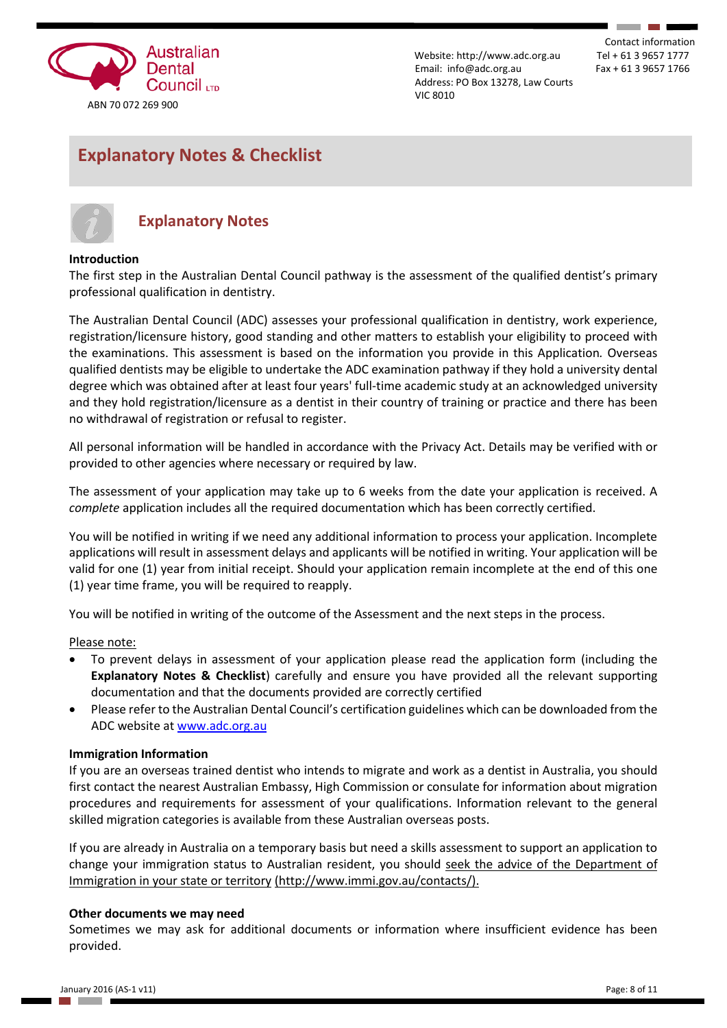Australian Dental Council LTD

ABN 70 072 269 900

Website: http://www.adc.org.au
Email: info@adc.org.au
Address: PO Box 13278, Law Courts VIC 8010

Contact information
Tel + 61 3 9657 1777
Fax + 61 3 9657 1766

# Explanatory Notes & Checklist

## Explanatory Notes

**Introduction**

The first step in the Australian Dental Council pathway is the assessment of the qualified dentist's primary professional qualification in dentistry.

The Australian Dental Council (ADC) assesses your professional qualification in dentistry, work experience, registration/licensure history, good standing and other matters to establish your eligibility to proceed with the examinations. This assessment is based on the information you provide in this Application. Overseas qualified dentists may be eligible to undertake the ADC examination pathway if they hold a university dental degree which was obtained after at least four years' full-time academic study at an acknowledged university and they hold registration/licensure as a dentist in their country of training or practice and there has been no withdrawal of registration or refusal to register.

All personal information will be handled in accordance with the Privacy Act. Details may be verified with or provided to other agencies where necessary or required by law.

The assessment of your application may take up to 6 weeks from the date your application is received. A *complete* application includes all the required documentation which has been correctly certified.

You will be notified in writing if we need any additional information to process your application. Incomplete applications will result in assessment delays and applicants will be notified in writing. Your application will be valid for one (1) year from initial receipt. Should your application remain incomplete at the end of this one (1) year time frame, you will be required to reapply.

You will be notified in writing of the outcome of the Assessment and the next steps in the process.

Please note:

- To prevent delays in assessment of your application please read the application form (including the **Explanatory Notes & Checklist**) carefully and ensure you have provided all the relevant supporting documentation and that the documents provided are correctly certified
- Please refer to the Australian Dental Council's certification guidelines which can be downloaded from the ADC website at www.adc.org.au

**Immigration Information**

If you are an overseas trained dentist who intends to migrate and work as a dentist in Australia, you should first contact the nearest Australian Embassy, High Commission or consulate for information about migration procedures and requirements for assessment of your qualifications. Information relevant to the general skilled migration categories is available from these Australian overseas posts.

If you are already in Australia on a temporary basis but need a skills assessment to support an application to change your immigration status to Australian resident, you should seek the advice of the Department of Immigration in your state or territory (http://www.immi.gov.au/contacts/).

**Other documents we may need**

Sometimes we may ask for additional documents or information where insufficient evidence has been provided.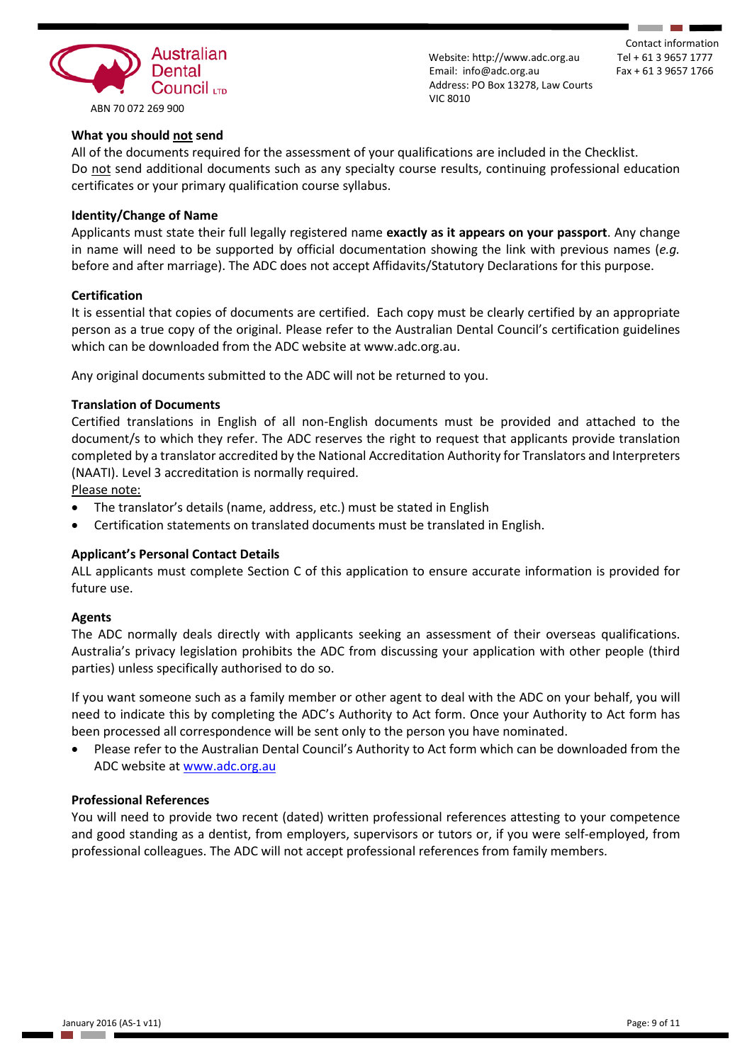**What you should <u>not</u> send**

All of the documents required for the assessment of your qualifications are included in the Checklist.
Do <u>not</u> send additional documents such as any specialty course results, continuing professional education certificates or your primary qualification course syllabus.

**Identity/Change of Name**

Applicants must state their full legally registered name **exactly as it appears on your passport**. Any change in name will need to be supported by official documentation showing the link with previous names (*e.g.* before and after marriage). The ADC does not accept Affidavits/Statutory Declarations for this purpose.

**Certification**

It is essential that copies of documents are certified. Each copy must be clearly certified by an appropriate person as a true copy of the original. Please refer to the Australian Dental Council's certification guidelines which can be downloaded from the ADC website at www.adc.org.au.

Any original documents submitted to the ADC will not be returned to you.

**Translation of Documents**

Certified translations in English of all non-English documents must be provided and attached to the document/s to which they refer. The ADC reserves the right to request that applicants provide translation completed by a translator accredited by the National Accreditation Authority for Translators and Interpreters (NAATI). Level 3 accreditation is normally required.

<u>Please note:</u>

- The translator's details (name, address, etc.) must be stated in English
- Certification statements on translated documents must be translated in English.

**Applicant's Personal Contact Details**

ALL applicants must complete Section C of this application to ensure accurate information is provided for future use.

**Agents**

The ADC normally deals directly with applicants seeking an assessment of their overseas qualifications. Australia's privacy legislation prohibits the ADC from discussing your application with other people (third parties) unless specifically authorised to do so.

If you want someone such as a family member or other agent to deal with the ADC on your behalf, you will need to indicate this by completing the ADC's Authority to Act form. Once your Authority to Act form has been processed all correspondence will be sent only to the person you have nominated.

- Please refer to the Australian Dental Council's Authority to Act form which can be downloaded from the ADC website at www.adc.org.au

**Professional References**

You will need to provide two recent (dated) written professional references attesting to your competence and good standing as a dentist, from employers, supervisors or tutors or, if you were self-employed, from professional colleagues. The ADC will not accept professional references from family members.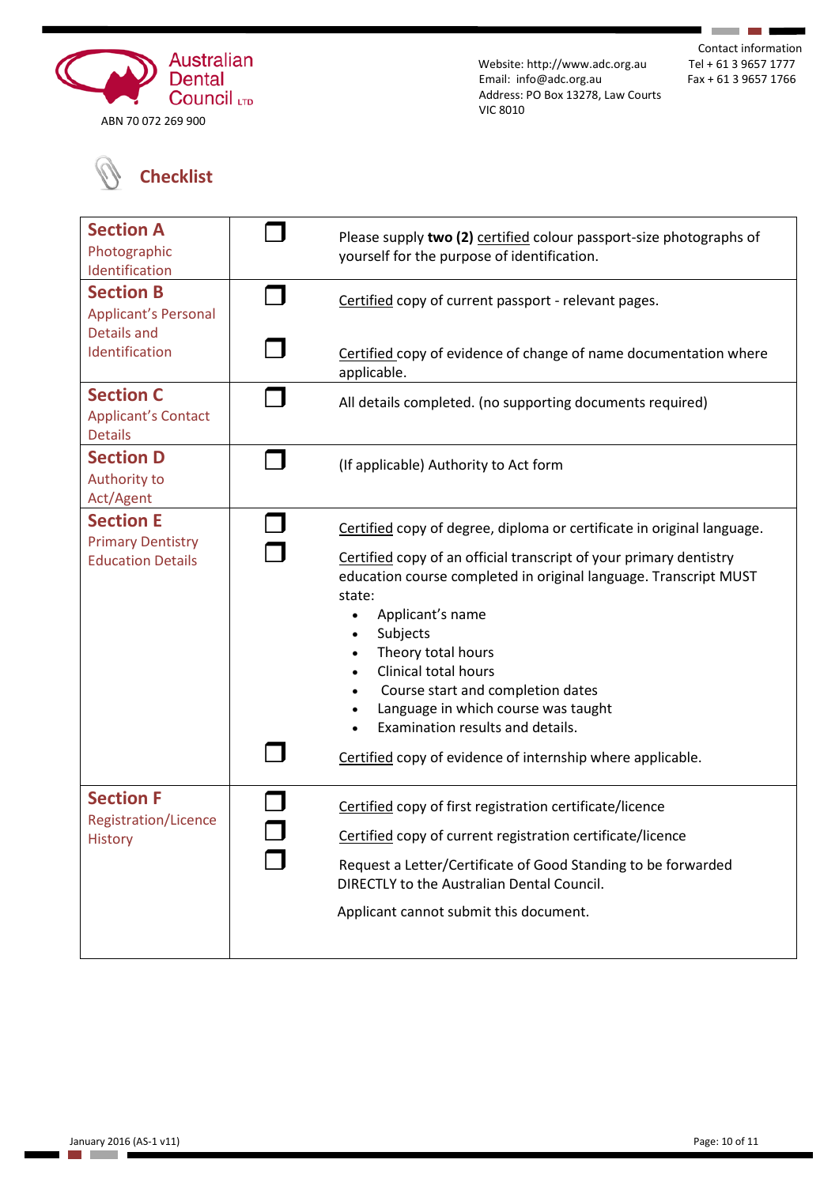Australian Dental Council LTD

ABN 70 072 269 900

Website: http://www.adc.org.au
Email: info@adc.org.au
Address: PO Box 13278, Law Courts VIC 8010

Contact information
Tel + 61 3 9657 1777
Fax + 61 3 9657 1766

## Checklist

| Section | | Requirement |
|---|---|---|
| **Section A** Photographic Identification | ☐ | Please supply **two (2)** certified colour passport-size photographs of yourself for the purpose of identification. |
| **Section B** Applicant's Personal Details and Identification | ☐<br>☐ | Certified copy of current passport - relevant pages.<br>Certified copy of evidence of change of name documentation where applicable. |
| **Section C** Applicant's Contact Details | ☐ | All details completed. (no supporting documents required) |
| **Section D** Authority to Act/Agent | ☐ | (If applicable) Authority to Act form |
| **Section E** Primary Dentistry Education Details | ☐<br>☐<br><br><br><br><br><br><br><br>☐ | Certified copy of degree, diploma or certificate in original language.<br>Certified copy of an official transcript of your primary dentistry education course completed in original language. Transcript MUST state:<br>• Applicant's name<br>• Subjects<br>• Theory total hours<br>• Clinical total hours<br>• Course start and completion dates<br>• Language in which course was taught<br>• Examination results and details.<br>Certified copy of evidence of internship where applicable. |
| **Section F** Registration/Licence History | ☐<br>☐<br>☐ | Certified copy of first registration certificate/licence<br>Certified copy of current registration certificate/licence<br>Request a Letter/Certificate of Good Standing to be forwarded DIRECTLY to the Australian Dental Council.<br>Applicant cannot submit this document. |

January 2016 (AS-1 v11)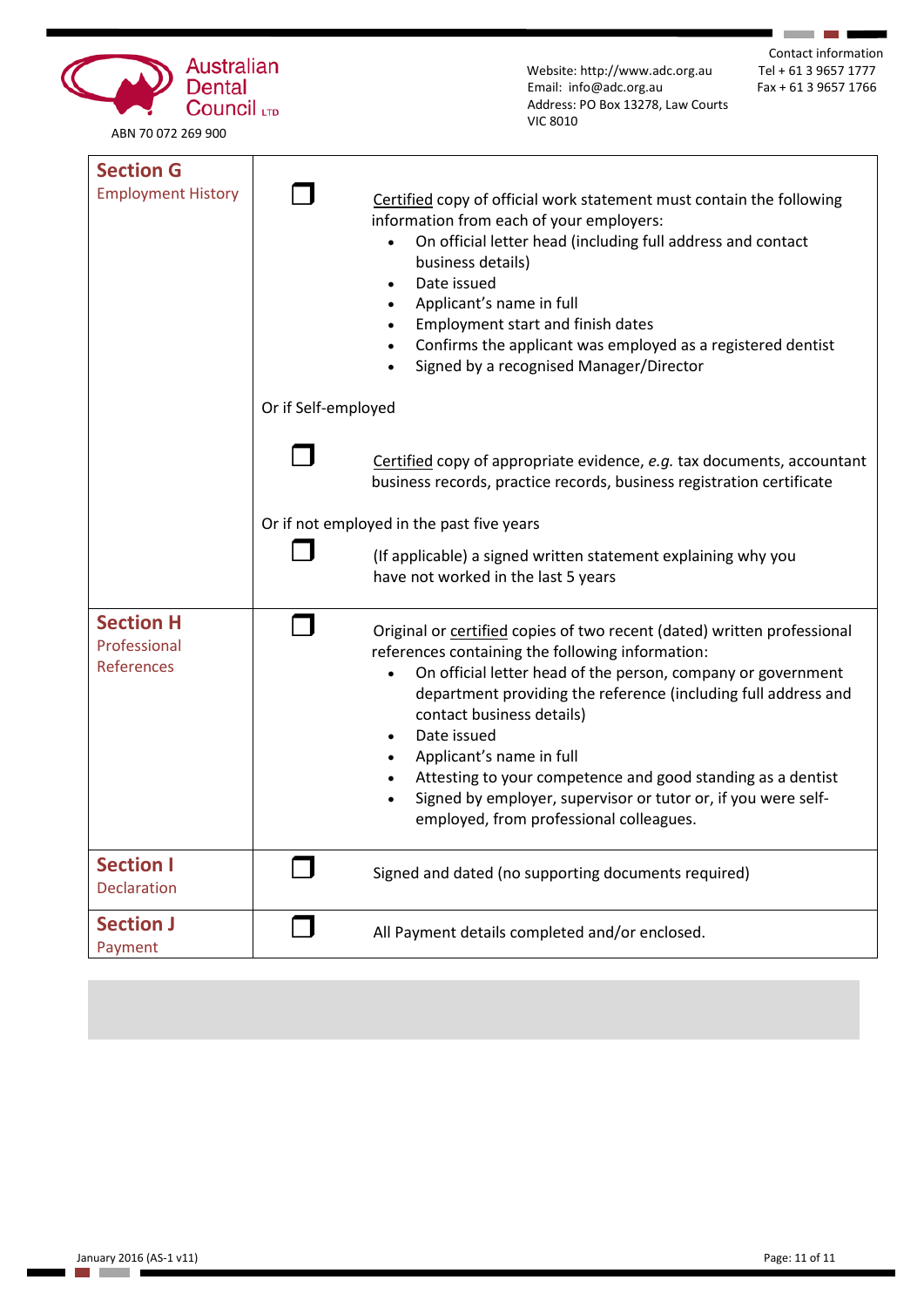| | |
|---|---|
| **Section G**<br>Employment History | ❐ Certified copy of official work statement must contain the following information from each of your employers:<br>• On official letter head (including full address and contact business details)<br>• Date issued<br>• Applicant's name in full<br>• Employment start and finish dates<br>• Confirms the applicant was employed as a registered dentist<br>• Signed by a recognised Manager/Director<br><br>Or if Self-employed<br><br>❐ Certified copy of appropriate evidence, *e.g.* tax documents, accountant business records, practice records, business registration certificate<br><br>Or if not employed in the past five years<br><br>❐ (If applicable) a signed written statement explaining why you have not worked in the last 5 years |
| **Section H**<br>Professional References | ❐ Original or certified copies of two recent (dated) written professional references containing the following information:<br>• On official letter head of the person, company or government department providing the reference (including full address and contact business details)<br>• Date issued<br>• Applicant's name in full<br>• Attesting to your competence and good standing as a dentist<br>• Signed by employer, supervisor or tutor or, if you were self-employed, from professional colleagues. |
| **Section I**<br>Declaration | ❐ Signed and dated (no supporting documents required) |
| **Section J**<br>Payment | ❐ All Payment details completed and/or enclosed. |